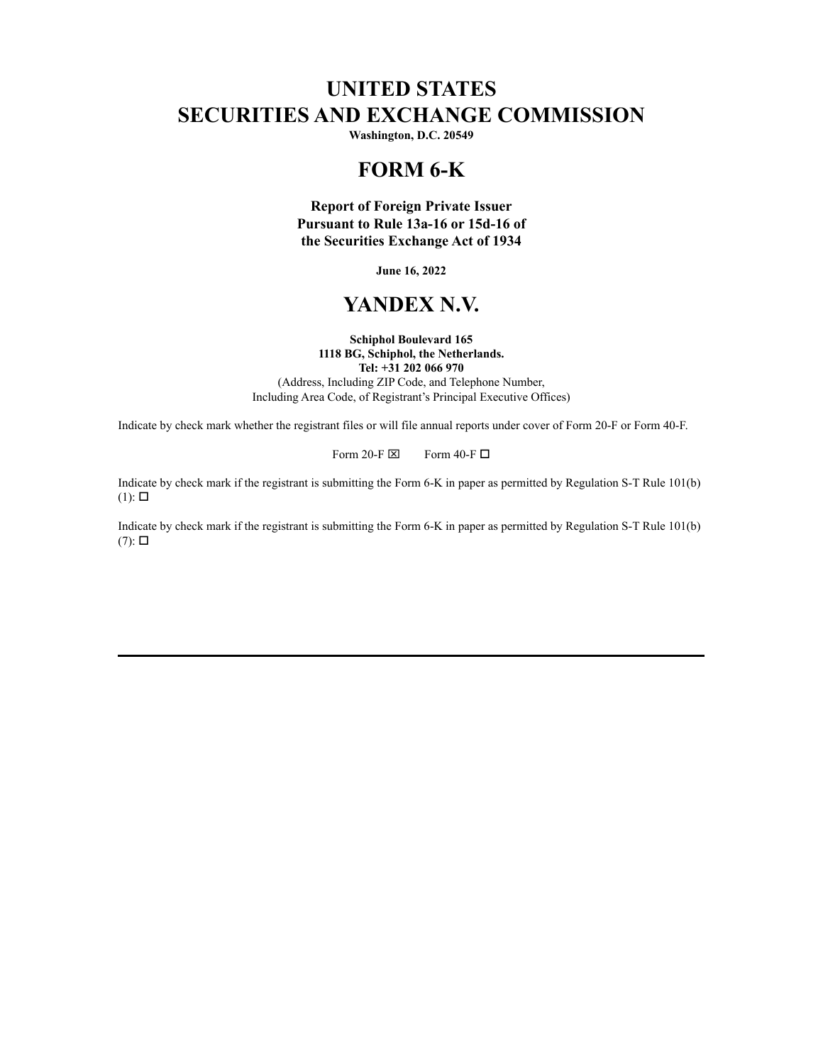# UNITED STATES
# SECURITIES AND EXCHANGE COMMISSION

**Washington, D.C. 20549**

# FORM 6-K

**Report of Foreign Private Issuer**
**Pursuant to Rule 13a-16 or 15d-16 of**
**the Securities Exchange Act of 1934**

**June 16, 2022**

# YANDEX N.V.

**Schiphol Boulevard 165**
**1118 BG, Schiphol, the Netherlands.**
**Tel: +31 202 066 970**
(Address, Including ZIP Code, and Telephone Number,
Including Area Code, of Registrant's Principal Executive Offices)

Indicate by check mark whether the registrant files or will file annual reports under cover of Form 20-F or Form 40-F.

Form 20-F ☒ Form 40-F ☐

Indicate by check mark if the registrant is submitting the Form 6-K in paper as permitted by Regulation S-T Rule 101(b)(1): ☐

Indicate by check mark if the registrant is submitting the Form 6-K in paper as permitted by Regulation S-T Rule 101(b)(7): ☐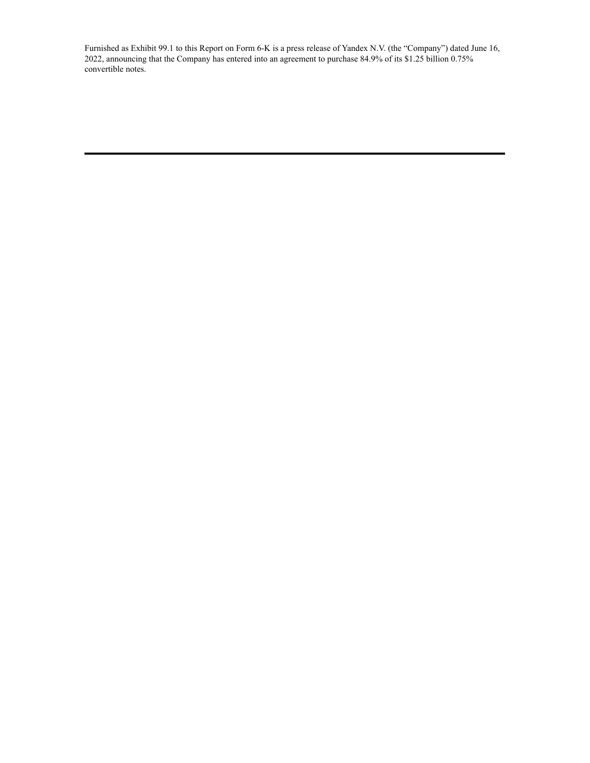Furnished as Exhibit 99.1 to this Report on Form 6-K is a press release of Yandex N.V. (the "Company") dated June 16, 2022, announcing that the Company has entered into an agreement to purchase 84.9% of its $1.25 billion 0.75% convertible notes.

---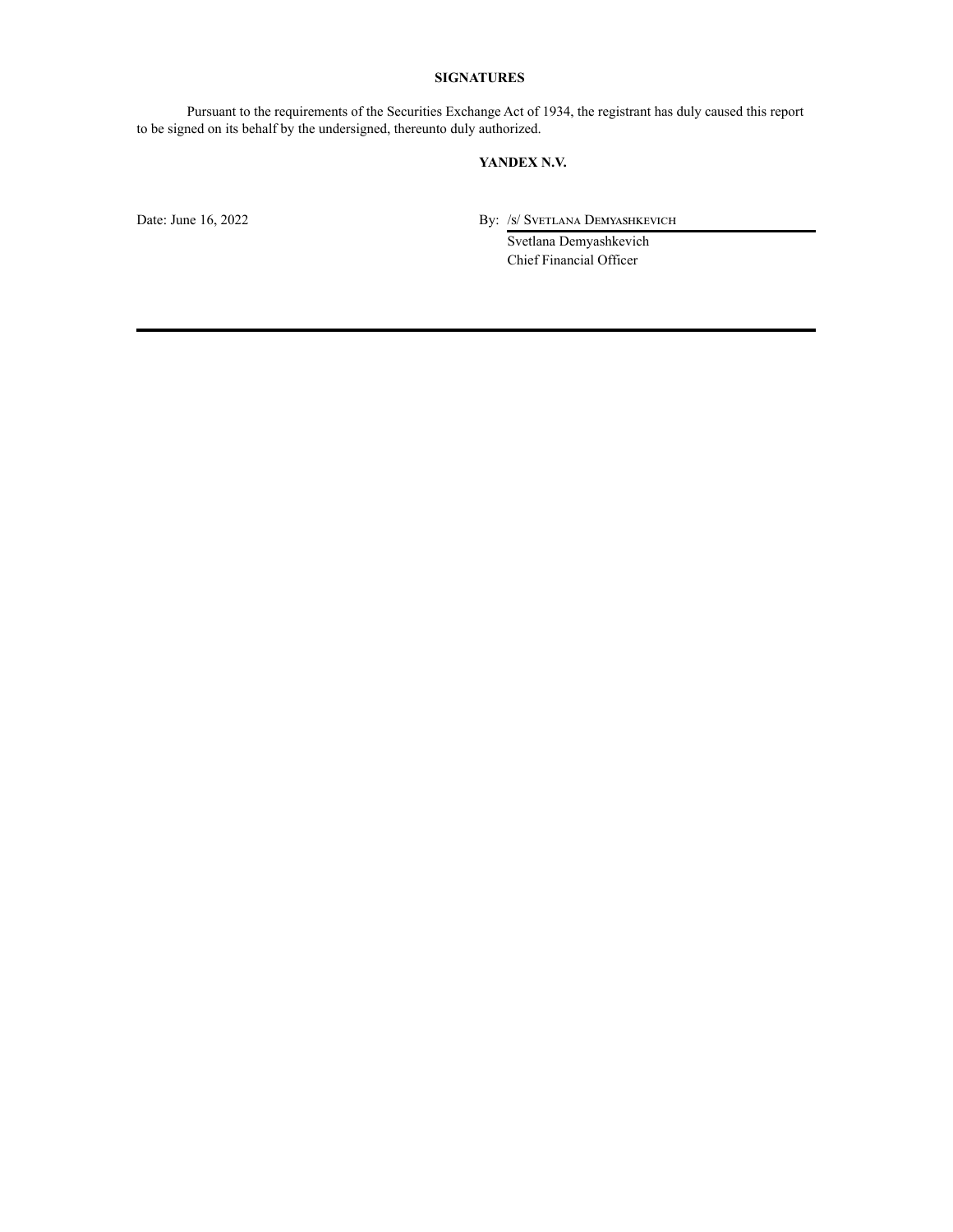# SIGNATURES

Pursuant to the requirements of the Securities Exchange Act of 1934, the registrant has duly caused this report to be signed on its behalf by the undersigned, thereunto duly authorized.

**YANDEX N.V.**

Date: June 16, 2022

By: /s/ SVETLANA DEMYASHKEVICH

Svetlana Demyashkevich
Chief Financial Officer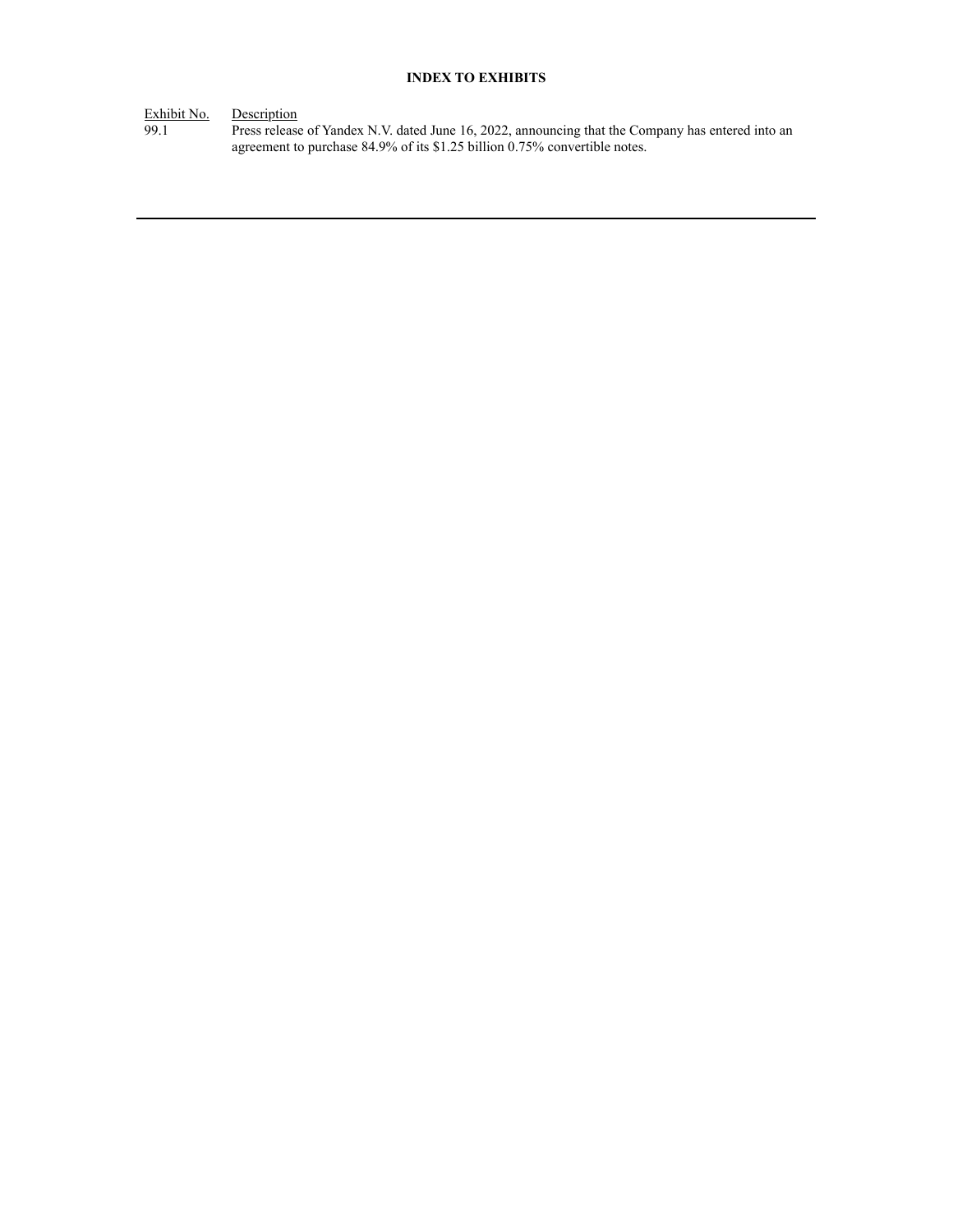**INDEX TO EXHIBITS**

| Exhibit No. | Description |
| --- | --- |
| 99.1 | Press release of Yandex N.V. dated June 16, 2022, announcing that the Company has entered into an agreement to purchase 84.9% of its $1.25 billion 0.75% convertible notes. |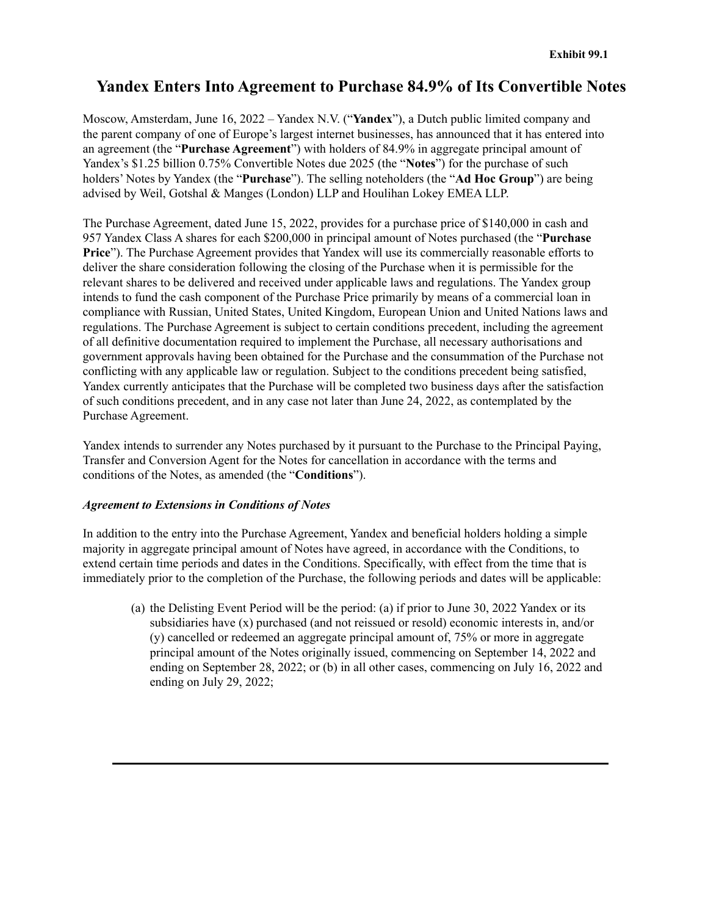**Exhibit 99.1**

# Yandex Enters Into Agreement to Purchase 84.9% of Its Convertible Notes

Moscow, Amsterdam, June 16, 2022 – Yandex N.V. ("**Yandex**"), a Dutch public limited company and the parent company of one of Europe's largest internet businesses, has announced that it has entered into an agreement (the "**Purchase Agreement**") with holders of 84.9% in aggregate principal amount of Yandex's $1.25 billion 0.75% Convertible Notes due 2025 (the "**Notes**") for the purchase of such holders' Notes by Yandex (the "**Purchase**"). The selling noteholders (the "**Ad Hoc Group**") are being advised by Weil, Gotshal & Manges (London) LLP and Houlihan Lokey EMEA LLP.

The Purchase Agreement, dated June 15, 2022, provides for a purchase price of $140,000 in cash and 957 Yandex Class A shares for each $200,000 in principal amount of Notes purchased (the "**Purchase Price**"). The Purchase Agreement provides that Yandex will use its commercially reasonable efforts to deliver the share consideration following the closing of the Purchase when it is permissible for the relevant shares to be delivered and received under applicable laws and regulations. The Yandex group intends to fund the cash component of the Purchase Price primarily by means of a commercial loan in compliance with Russian, United States, United Kingdom, European Union and United Nations laws and regulations. The Purchase Agreement is subject to certain conditions precedent, including the agreement of all definitive documentation required to implement the Purchase, all necessary authorisations and government approvals having been obtained for the Purchase and the consummation of the Purchase not conflicting with any applicable law or regulation. Subject to the conditions precedent being satisfied, Yandex currently anticipates that the Purchase will be completed two business days after the satisfaction of such conditions precedent, and in any case not later than June 24, 2022, as contemplated by the Purchase Agreement.

Yandex intends to surrender any Notes purchased by it pursuant to the Purchase to the Principal Paying, Transfer and Conversion Agent for the Notes for cancellation in accordance with the terms and conditions of the Notes, as amended (the "**Conditions**").

***Agreement to Extensions in Conditions of Notes***

In addition to the entry into the Purchase Agreement, Yandex and beneficial holders holding a simple majority in aggregate principal amount of Notes have agreed, in accordance with the Conditions, to extend certain time periods and dates in the Conditions. Specifically, with effect from the time that is immediately prior to the completion of the Purchase, the following periods and dates will be applicable:

(a) the Delisting Event Period will be the period: (a) if prior to June 30, 2022 Yandex or its subsidiaries have (x) purchased (and not reissued or resold) economic interests in, and/or (y) cancelled or redeemed an aggregate principal amount of, 75% or more in aggregate principal amount of the Notes originally issued, commencing on September 14, 2022 and ending on September 28, 2022; or (b) in all other cases, commencing on July 16, 2022 and ending on July 29, 2022;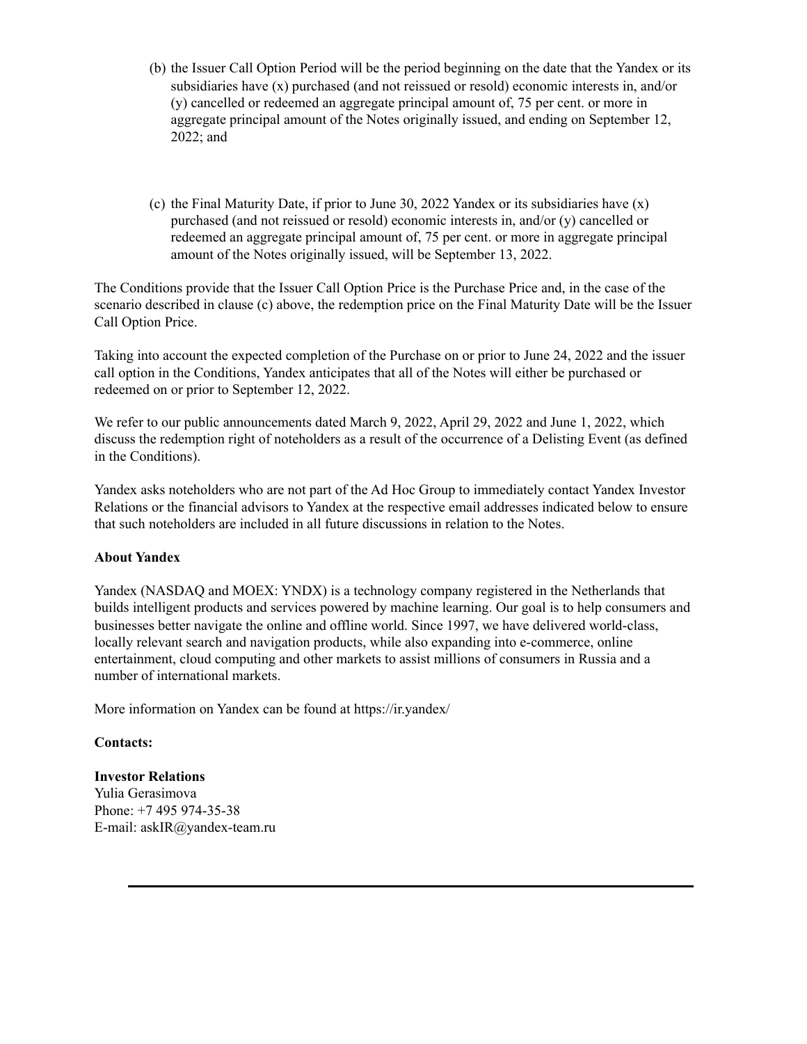(b) the Issuer Call Option Period will be the period beginning on the date that the Yandex or its subsidiaries have (x) purchased (and not reissued or resold) economic interests in, and/or (y) cancelled or redeemed an aggregate principal amount of, 75 per cent. or more in aggregate principal amount of the Notes originally issued, and ending on September 12, 2022; and

(c) the Final Maturity Date, if prior to June 30, 2022 Yandex or its subsidiaries have (x) purchased (and not reissued or resold) economic interests in, and/or (y) cancelled or redeemed an aggregate principal amount of, 75 per cent. or more in aggregate principal amount of the Notes originally issued, will be September 13, 2022.

The Conditions provide that the Issuer Call Option Price is the Purchase Price and, in the case of the scenario described in clause (c) above, the redemption price on the Final Maturity Date will be the Issuer Call Option Price.

Taking into account the expected completion of the Purchase on or prior to June 24, 2022 and the issuer call option in the Conditions, Yandex anticipates that all of the Notes will either be purchased or redeemed on or prior to September 12, 2022.

We refer to our public announcements dated March 9, 2022, April 29, 2022 and June 1, 2022, which discuss the redemption right of noteholders as a result of the occurrence of a Delisting Event (as defined in the Conditions).

Yandex asks noteholders who are not part of the Ad Hoc Group to immediately contact Yandex Investor Relations or the financial advisors to Yandex at the respective email addresses indicated below to ensure that such noteholders are included in all future discussions in relation to the Notes.

**About Yandex**

Yandex (NASDAQ and MOEX: YNDX) is a technology company registered in the Netherlands that builds intelligent products and services powered by machine learning. Our goal is to help consumers and businesses better navigate the online and offline world. Since 1997, we have delivered world-class, locally relevant search and navigation products, while also expanding into e-commerce, online entertainment, cloud computing and other markets to assist millions of consumers in Russia and a number of international markets.

More information on Yandex can be found at https://ir.yandex/

**Contacts:**

**Investor Relations**
Yulia Gerasimova
Phone: +7 495 974-35-38
E-mail: askIR@yandex-team.ru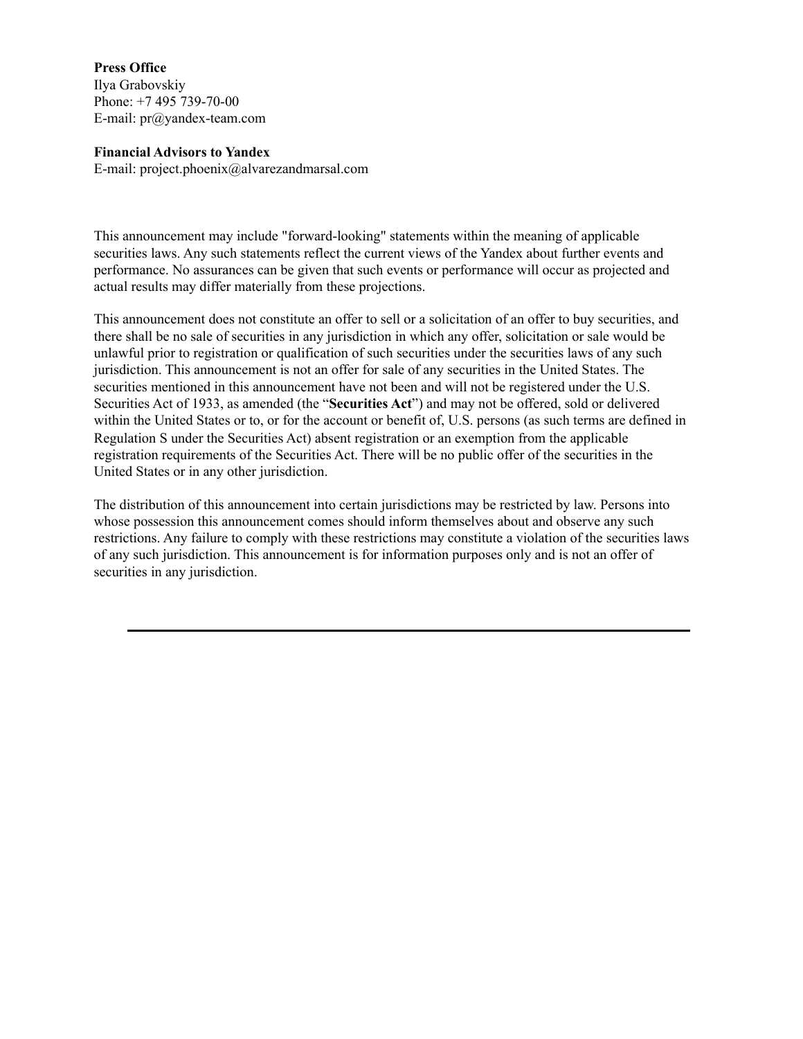**Press Office**
Ilya Grabovskiy
Phone: +7 495 739-70-00
E-mail: pr@yandex-team.com

**Financial Advisors to Yandex**
E-mail: project.phoenix@alvarezandmarsal.com

This announcement may include "forward-looking" statements within the meaning of applicable securities laws. Any such statements reflect the current views of the Yandex about further events and performance. No assurances can be given that such events or performance will occur as projected and actual results may differ materially from these projections.

This announcement does not constitute an offer to sell or a solicitation of an offer to buy securities, and there shall be no sale of securities in any jurisdiction in which any offer, solicitation or sale would be unlawful prior to registration or qualification of such securities under the securities laws of any such jurisdiction. This announcement is not an offer for sale of any securities in the United States. The securities mentioned in this announcement have not been and will not be registered under the U.S. Securities Act of 1933, as amended (the "**Securities Act**") and may not be offered, sold or delivered within the United States or to, or for the account or benefit of, U.S. persons (as such terms are defined in Regulation S under the Securities Act) absent registration or an exemption from the applicable registration requirements of the Securities Act. There will be no public offer of the securities in the United States or in any other jurisdiction.

The distribution of this announcement into certain jurisdictions may be restricted by law. Persons into whose possession this announcement comes should inform themselves about and observe any such restrictions. Any failure to comply with these restrictions may constitute a violation of the securities laws of any such jurisdiction. This announcement is for information purposes only and is not an offer of securities in any jurisdiction.

---